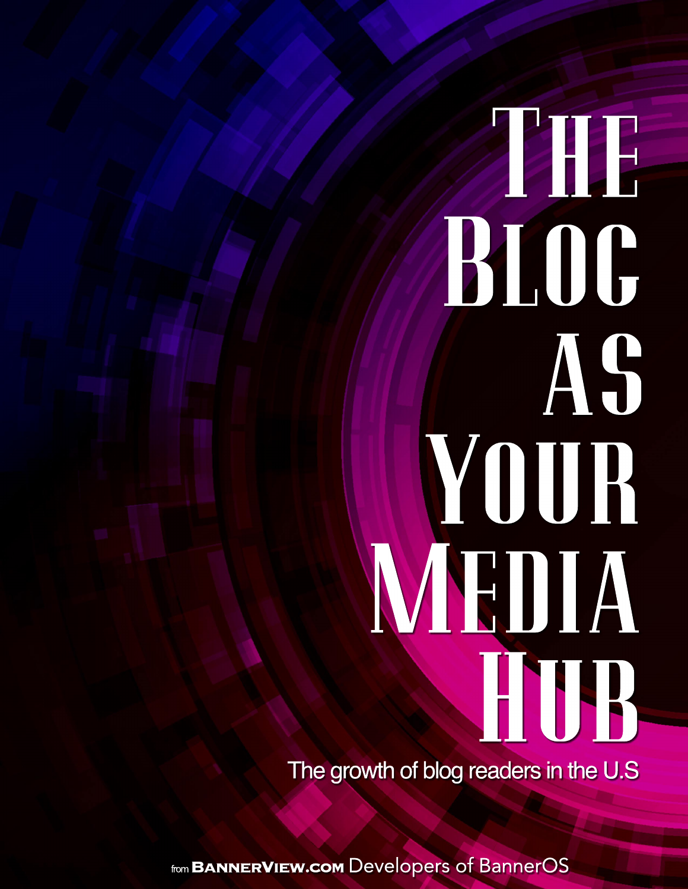# The Blog As Your Media Hub

The growth of blog readers in the U.S

from BannerView.com Developers of BannerOS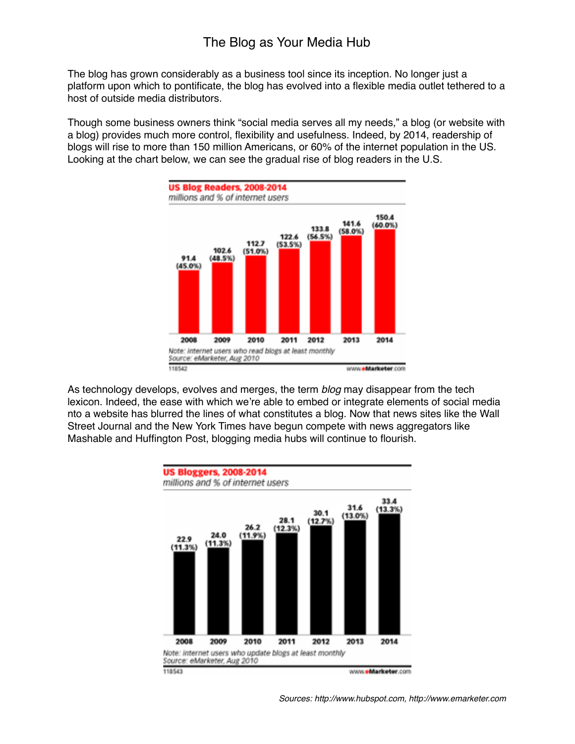# The Blog as Your Media Hub

The blog has grown considerably as a business tool since its inception. No longer just a platform upon which to pontificate, the blog has evolved into a flexible media outlet tethered to a host of outside media distributors.

Though some business owners think "social media serves all my needs," a blog (or website with a blog) provides much more control, flexibility and usefulness. Indeed, by 2014, readership of blogs will rise to more than 150 million Americans, or 60% of the internet population in the US. Looking at the chart below, we can see the gradual rise of blog readers in the U.S.

**US Blog Readers, 2008-2014**
*millions and % of internet users*

2008: 91.4 (45.0%)
2009: 102.6 (48.5%)
2010: 112.7 (51.0%)
2011: 122.6 (53.5%)
2012: 133.8 (56.5%)
2013: 141.6 (58.0%)
2014: 150.4 (60.0%)

*Note: internet users who read blogs at least monthly*
*Source: eMarketer, Aug 2010*

118542 www.eMarketer.com

As technology develops, evolves and merges, the term *blog* may disappear from the tech lexicon. Indeed, the ease with which we're able to embed or integrate elements of social media nto a website has blurred the lines of what constitutes a blog. Now that news sites like the Wall Street Journal and the New York Times have begun compete with news aggregators like Mashable and Huffington Post, blogging media hubs will continue to flourish.

**US Bloggers, 2008-2014**
*millions and % of internet users*

2008: 22.9 (11.3%)
2009: 24.0 (11.3%)
2010: 26.2 (11.9%)
2011: 28.1 (12.3%)
2012: 30.1 (12.7%)
2013: 31.6 (13.0%)
2014: 33.4 (13.3%)

*Note: internet users who update blogs at least monthly*
*Source: eMarketer, Aug 2010*

118543 www.eMarketer.com

*Sources: http://www.hubspot.com, http://www.emarketer.com*